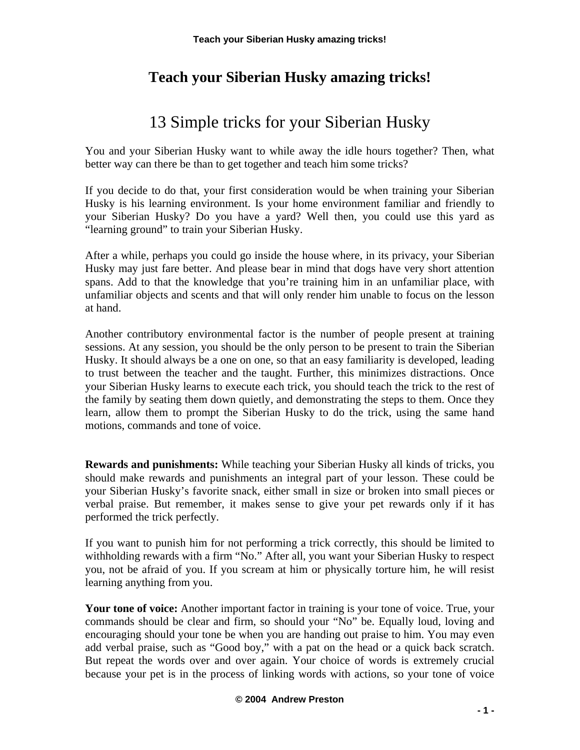# Teach your Siberian Husky amazing tricks!

## 13 Simple tricks for your Siberian Husky

You and your Siberian Husky want to while away the idle hours together? Then, what better way can there be than to get together and teach him some tricks?

If you decide to do that, your first consideration would be when training your Siberian Husky is his learning environment. Is your home environment familiar and friendly to your Siberian Husky? Do you have a yard? Well then, you could use this yard as “learning ground” to train your Siberian Husky.

After a while, perhaps you could go inside the house where, in its privacy, your Siberian Husky may just fare better. And please bear in mind that dogs have very short attention spans. Add to that the knowledge that you’re training him in an unfamiliar place, with unfamiliar objects and scents and that will only render him unable to focus on the lesson at hand.

Another contributory environmental factor is the number of people present at training sessions. At any session, you should be the only person to be present to train the Siberian Husky. It should always be a one on one, so that an easy familiarity is developed, leading to trust between the teacher and the taught. Further, this minimizes distractions. Once your Siberian Husky learns to execute each trick, you should teach the trick to the rest of the family by seating them down quietly, and demonstrating the steps to them. Once they learn, allow them to prompt the Siberian Husky to do the trick, using the same hand motions, commands and tone of voice.

**Rewards and punishments:** While teaching your Siberian Husky all kinds of tricks, you should make rewards and punishments an integral part of your lesson. These could be your Siberian Husky’s favorite snack, either small in size or broken into small pieces or verbal praise. But remember, it makes sense to give your pet rewards only if it has performed the trick perfectly.

If you want to punish him for not performing a trick correctly, this should be limited to withholding rewards with a firm “No.” After all, you want your Siberian Husky to respect you, not be afraid of you. If you scream at him or physically torture him, he will resist learning anything from you.

**Your tone of voice:** Another important factor in training is your tone of voice. True, your commands should be clear and firm, so should your “No” be. Equally loud, loving and encouraging should your tone be when you are handing out praise to him. You may even add verbal praise, such as “Good boy,” with a pat on the head or a quick back scratch. But repeat the words over and over again. Your choice of words is extremely crucial because your pet is in the process of linking words with actions, so your tone of voice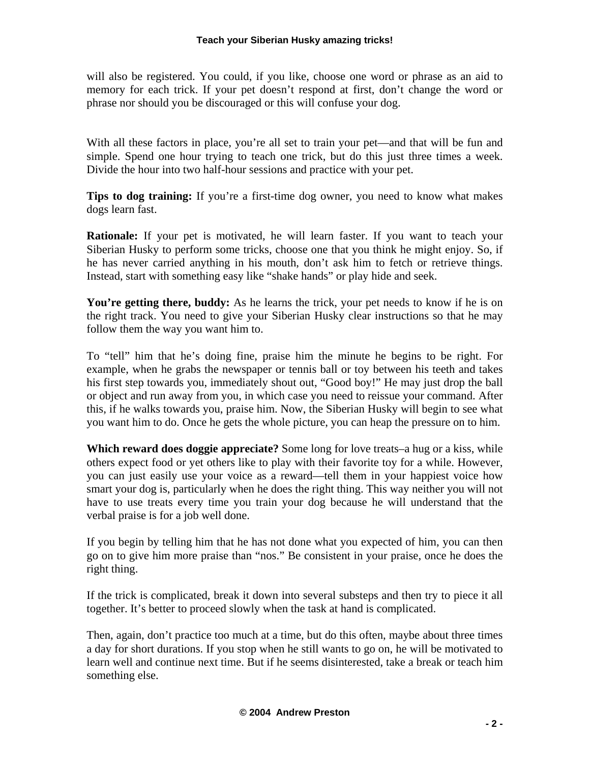will also be registered. You could, if you like, choose one word or phrase as an aid to memory for each trick. If your pet doesn't respond at first, don't change the word or phrase nor should you be discouraged or this will confuse your dog.

With all these factors in place, you're all set to train your pet—and that will be fun and simple. Spend one hour trying to teach one trick, but do this just three times a week. Divide the hour into two half-hour sessions and practice with your pet.

**Tips to dog training:** If you're a first-time dog owner, you need to know what makes dogs learn fast.

**Rationale:** If your pet is motivated, he will learn faster. If you want to teach your Siberian Husky to perform some tricks, choose one that you think he might enjoy. So, if he has never carried anything in his mouth, don't ask him to fetch or retrieve things. Instead, start with something easy like "shake hands" or play hide and seek.

**You're getting there, buddy:** As he learns the trick, your pet needs to know if he is on the right track. You need to give your Siberian Husky clear instructions so that he may follow them the way you want him to.

To "tell" him that he's doing fine, praise him the minute he begins to be right. For example, when he grabs the newspaper or tennis ball or toy between his teeth and takes his first step towards you, immediately shout out, "Good boy!" He may just drop the ball or object and run away from you, in which case you need to reissue your command. After this, if he walks towards you, praise him. Now, the Siberian Husky will begin to see what you want him to do. Once he gets the whole picture, you can heap the pressure on to him.

**Which reward does doggie appreciate?** Some long for love treats–a hug or a kiss, while others expect food or yet others like to play with their favorite toy for a while. However, you can just easily use your voice as a reward—tell them in your happiest voice how smart your dog is, particularly when he does the right thing. This way neither you will not have to use treats every time you train your dog because he will understand that the verbal praise is for a job well done.

If you begin by telling him that he has not done what you expected of him, you can then go on to give him more praise than "nos." Be consistent in your praise, once he does the right thing.

If the trick is complicated, break it down into several substeps and then try to piece it all together. It's better to proceed slowly when the task at hand is complicated.

Then, again, don't practice too much at a time, but do this often, maybe about three times a day for short durations. If you stop when he still wants to go on, he will be motivated to learn well and continue next time. But if he seems disinterested, take a break or teach him something else.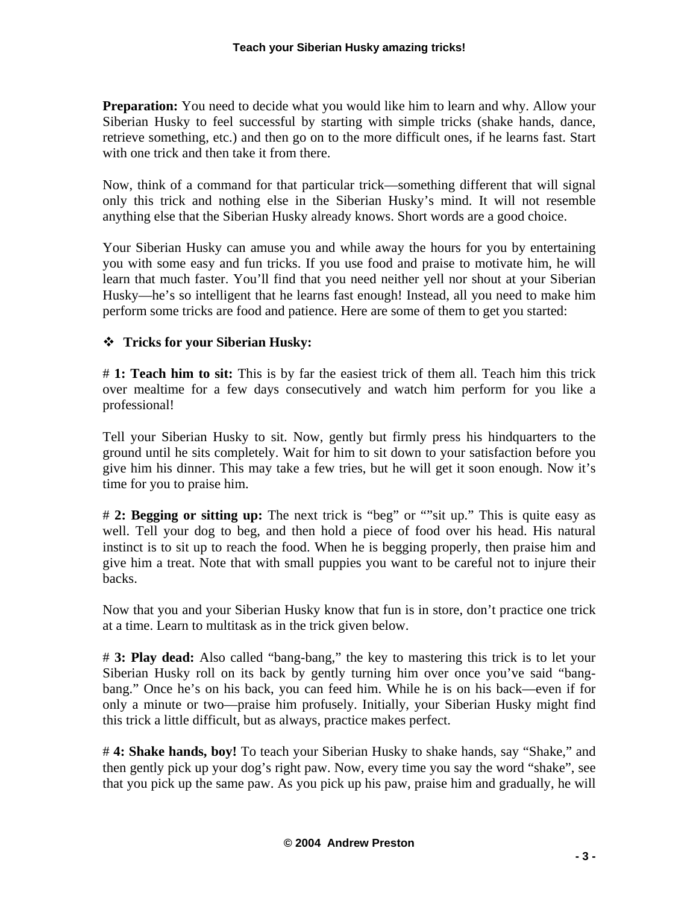**Preparation:** You need to decide what you would like him to learn and why. Allow your Siberian Husky to feel successful by starting with simple tricks (shake hands, dance, retrieve something, etc.) and then go on to the more difficult ones, if he learns fast. Start with one trick and then take it from there.

Now, think of a command for that particular trick—something different that will signal only this trick and nothing else in the Siberian Husky's mind. It will not resemble anything else that the Siberian Husky already knows. Short words are a good choice.

Your Siberian Husky can amuse you and while away the hours for you by entertaining you with some easy and fun tricks. If you use food and praise to motivate him, he will learn that much faster. You'll find that you need neither yell nor shout at your Siberian Husky—he's so intelligent that he learns fast enough! Instead, all you need to make him perform some tricks are food and patience. Here are some of them to get you started:

- **Tricks for your Siberian Husky:**

# **1: Teach him to sit:** This is by far the easiest trick of them all. Teach him this trick over mealtime for a few days consecutively and watch him perform for you like a professional!

Tell your Siberian Husky to sit. Now, gently but firmly press his hindquarters to the ground until he sits completely. Wait for him to sit down to your satisfaction before you give him his dinner. This may take a few tries, but he will get it soon enough. Now it's time for you to praise him.

# **2: Begging or sitting up:** The next trick is "beg" or ""sit up." This is quite easy as well. Tell your dog to beg, and then hold a piece of food over his head. His natural instinct is to sit up to reach the food. When he is begging properly, then praise him and give him a treat. Note that with small puppies you want to be careful not to injure their backs.

Now that you and your Siberian Husky know that fun is in store, don't practice one trick at a time. Learn to multitask as in the trick given below.

# **3: Play dead:** Also called "bang-bang," the key to mastering this trick is to let your Siberian Husky roll on its back by gently turning him over once you've said "bang-bang." Once he's on his back, you can feed him. While he is on his back—even if for only a minute or two—praise him profusely. Initially, your Siberian Husky might find this trick a little difficult, but as always, practice makes perfect.

# **4: Shake hands, boy!** To teach your Siberian Husky to shake hands, say "Shake," and then gently pick up your dog's right paw. Now, every time you say the word "shake", see that you pick up the same paw. As you pick up his paw, praise him and gradually, he will

© 2004 Andrew Preston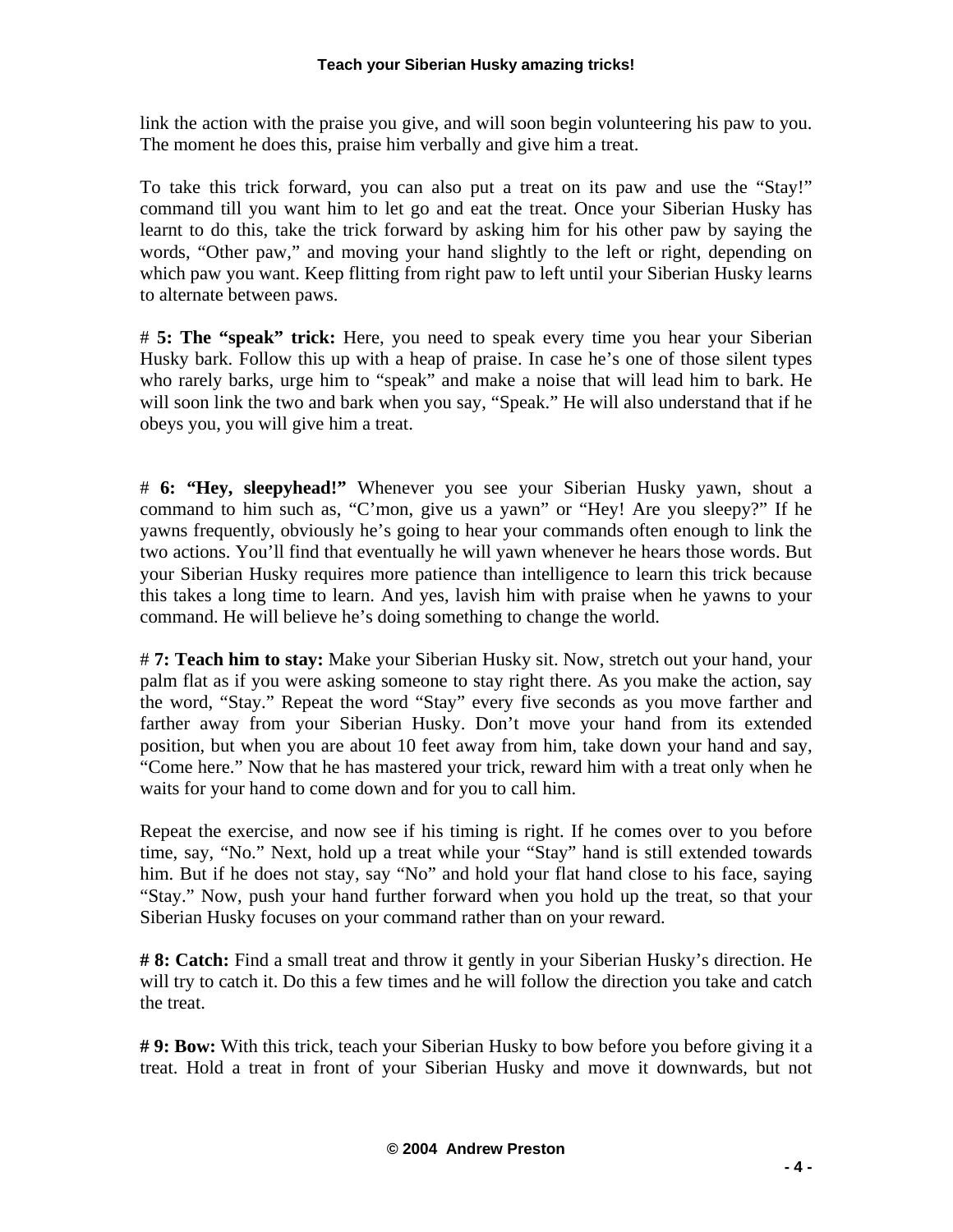link the action with the praise you give, and will soon begin volunteering his paw to you. The moment he does this, praise him verbally and give him a treat.

To take this trick forward, you can also put a treat on its paw and use the "Stay!" command till you want him to let go and eat the treat. Once your Siberian Husky has learnt to do this, take the trick forward by asking him for his other paw by saying the words, "Other paw," and moving your hand slightly to the left or right, depending on which paw you want. Keep flitting from right paw to left until your Siberian Husky learns to alternate between paws.

# **5: The "speak" trick:** Here, you need to speak every time you hear your Siberian Husky bark. Follow this up with a heap of praise. In case he's one of those silent types who rarely barks, urge him to "speak" and make a noise that will lead him to bark. He will soon link the two and bark when you say, "Speak." He will also understand that if he obeys you, you will give him a treat.

# **6: "Hey, sleepyhead!"** Whenever you see your Siberian Husky yawn, shout a command to him such as, "C'mon, give us a yawn" or "Hey! Are you sleepy?" If he yawns frequently, obviously he's going to hear your commands often enough to link the two actions. You'll find that eventually he will yawn whenever he hears those words. But your Siberian Husky requires more patience than intelligence to learn this trick because this takes a long time to learn. And yes, lavish him with praise when he yawns to your command. He will believe he's doing something to change the world.

# **7: Teach him to stay:** Make your Siberian Husky sit. Now, stretch out your hand, your palm flat as if you were asking someone to stay right there. As you make the action, say the word, "Stay." Repeat the word "Stay" every five seconds as you move farther and farther away from your Siberian Husky. Don't move your hand from its extended position, but when you are about 10 feet away from him, take down your hand and say, "Come here." Now that he has mastered your trick, reward him with a treat only when he waits for your hand to come down and for you to call him.

Repeat the exercise, and now see if his timing is right. If he comes over to you before time, say, "No." Next, hold up a treat while your "Stay" hand is still extended towards him. But if he does not stay, say "No" and hold your flat hand close to his face, saying "Stay." Now, push your hand further forward when you hold up the treat, so that your Siberian Husky focuses on your command rather than on your reward.

**# 8: Catch:** Find a small treat and throw it gently in your Siberian Husky's direction. He will try to catch it. Do this a few times and he will follow the direction you take and catch the treat.

**# 9: Bow:** With this trick, teach your Siberian Husky to bow before you before giving it a treat. Hold a treat in front of your Siberian Husky and move it downwards, but not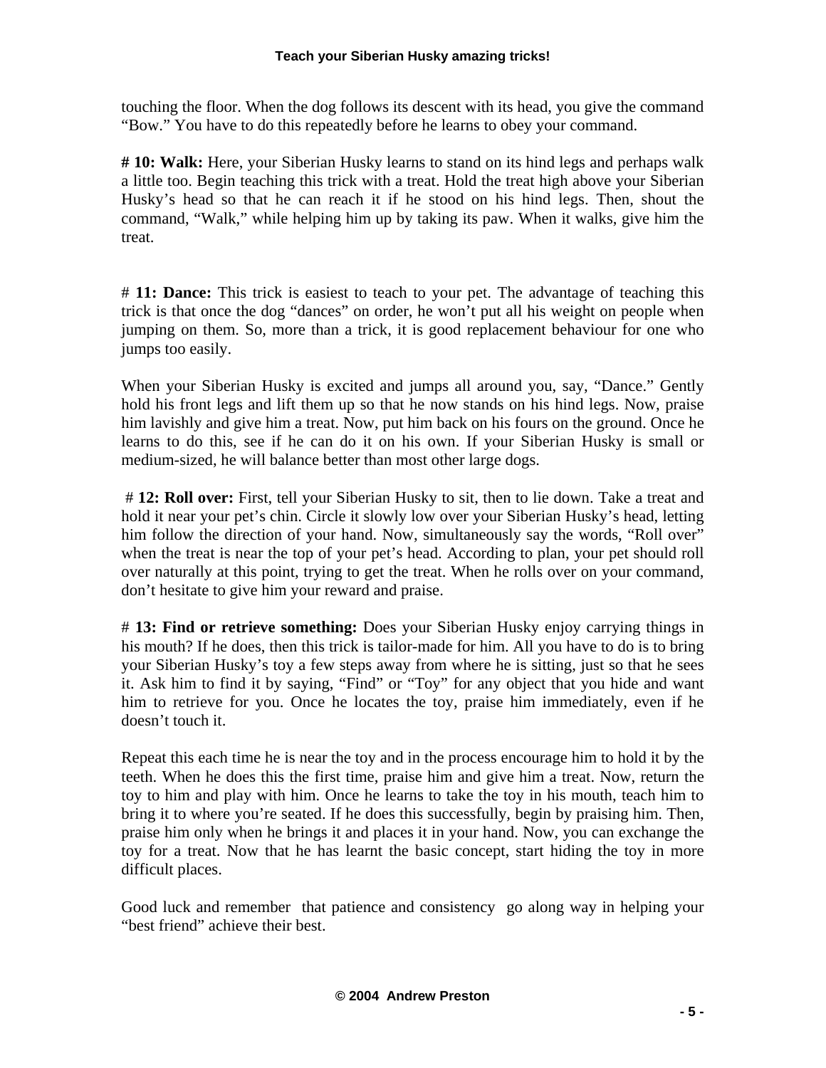touching the floor. When the dog follows its descent with its head, you give the command "Bow." You have to do this repeatedly before he learns to obey your command.

**# 10: Walk:** Here, your Siberian Husky learns to stand on its hind legs and perhaps walk a little too. Begin teaching this trick with a treat. Hold the treat high above your Siberian Husky's head so that he can reach it if he stood on his hind legs. Then, shout the command, "Walk," while helping him up by taking its paw. When it walks, give him the treat.

# **11: Dance:** This trick is easiest to teach to your pet. The advantage of teaching this trick is that once the dog "dances" on order, he won't put all his weight on people when jumping on them. So, more than a trick, it is good replacement behaviour for one who jumps too easily.

When your Siberian Husky is excited and jumps all around you, say, "Dance." Gently hold his front legs and lift them up so that he now stands on his hind legs. Now, praise him lavishly and give him a treat. Now, put him back on his fours on the ground. Once he learns to do this, see if he can do it on his own. If your Siberian Husky is small or medium-sized, he will balance better than most other large dogs.

# **12: Roll over:** First, tell your Siberian Husky to sit, then to lie down. Take a treat and hold it near your pet's chin. Circle it slowly low over your Siberian Husky's head, letting him follow the direction of your hand. Now, simultaneously say the words, "Roll over" when the treat is near the top of your pet's head. According to plan, your pet should roll over naturally at this point, trying to get the treat. When he rolls over on your command, don't hesitate to give him your reward and praise.

# **13: Find or retrieve something:** Does your Siberian Husky enjoy carrying things in his mouth? If he does, then this trick is tailor-made for him. All you have to do is to bring your Siberian Husky's toy a few steps away from where he is sitting, just so that he sees it. Ask him to find it by saying, "Find" or "Toy" for any object that you hide and want him to retrieve for you. Once he locates the toy, praise him immediately, even if he doesn't touch it.

Repeat this each time he is near the toy and in the process encourage him to hold it by the teeth. When he does this the first time, praise him and give him a treat. Now, return the toy to him and play with him. Once he learns to take the toy in his mouth, teach him to bring it to where you're seated. If he does this successfully, begin by praising him. Then, praise him only when he brings it and places it in your hand. Now, you can exchange the toy for a treat. Now that he has learnt the basic concept, start hiding the toy in more difficult places.

Good luck and remember that patience and consistency go along way in helping your "best friend" achieve their best.